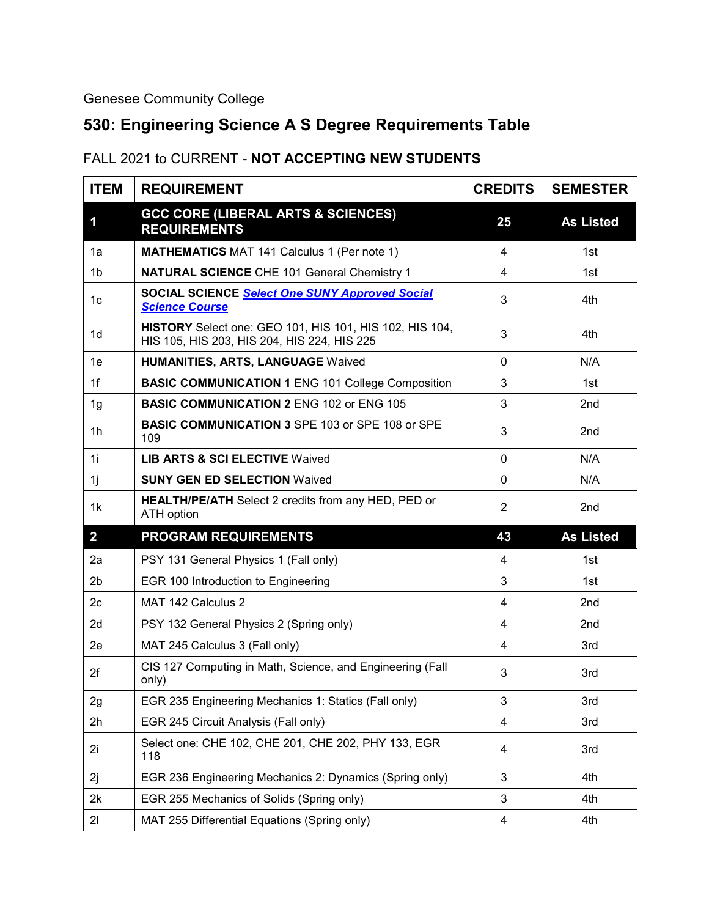Genesee Community College

# 530: Engineering Science A S Degree Requirements Table

## FALL 2021 to CURRENT - **NOT ACCEPTING NEW STUDENTS**

| ITEM | REQUIREMENT | CREDITS | SEMESTER |
|---|---|---|---|
| **1** | **GCC CORE (LIBERAL ARTS & SCIENCES) REQUIREMENTS** | **25** | **As Listed** |
| 1a | **MATHEMATICS** MAT 141 Calculus 1 (Per note 1) | 4 | 1st |
| 1b | **NATURAL SCIENCE** CHE 101 General Chemistry 1 | 4 | 1st |
| 1c | **SOCIAL SCIENCE** ***Select One SUNY Approved Social Science Course*** | 3 | 4th |
| 1d | **HISTORY** Select one: GEO 101, HIS 101, HIS 102, HIS 104, HIS 105, HIS 203, HIS 204, HIS 224, HIS 225 | 3 | 4th |
| 1e | **HUMANITIES, ARTS, LANGUAGE** Waived | 0 | N/A |
| 1f | **BASIC COMMUNICATION 1** ENG 101 College Composition | 3 | 1st |
| 1g | **BASIC COMMUNICATION 2** ENG 102 or ENG 105 | 3 | 2nd |
| 1h | **BASIC COMMUNICATION 3** SPE 103 or SPE 108 or SPE 109 | 3 | 2nd |
| 1i | **LIB ARTS & SCI ELECTIVE** Waived | 0 | N/A |
| 1j | **SUNY GEN ED SELECTION** Waived | 0 | N/A |
| 1k | **HEALTH/PE/ATH** Select 2 credits from any HED, PED or ATH option | 2 | 2nd |
| **2** | **PROGRAM REQUIREMENTS** | **43** | **As Listed** |
| 2a | PSY 131 General Physics 1 (Fall only) | 4 | 1st |
| 2b | EGR 100 Introduction to Engineering | 3 | 1st |
| 2c | MAT 142 Calculus 2 | 4 | 2nd |
| 2d | PSY 132 General Physics 2 (Spring only) | 4 | 2nd |
| 2e | MAT 245 Calculus 3 (Fall only) | 4 | 3rd |
| 2f | CIS 127 Computing in Math, Science, and Engineering (Fall only) | 3 | 3rd |
| 2g | EGR 235 Engineering Mechanics 1: Statics (Fall only) | 3 | 3rd |
| 2h | EGR 245 Circuit Analysis (Fall only) | 4 | 3rd |
| 2i | Select one: CHE 102, CHE 201, CHE 202, PHY 133, EGR 118 | 4 | 3rd |
| 2j | EGR 236 Engineering Mechanics 2: Dynamics (Spring only) | 3 | 4th |
| 2k | EGR 255 Mechanics of Solids (Spring only) | 3 | 4th |
| 2l | MAT 255 Differential Equations (Spring only) | 4 | 4th |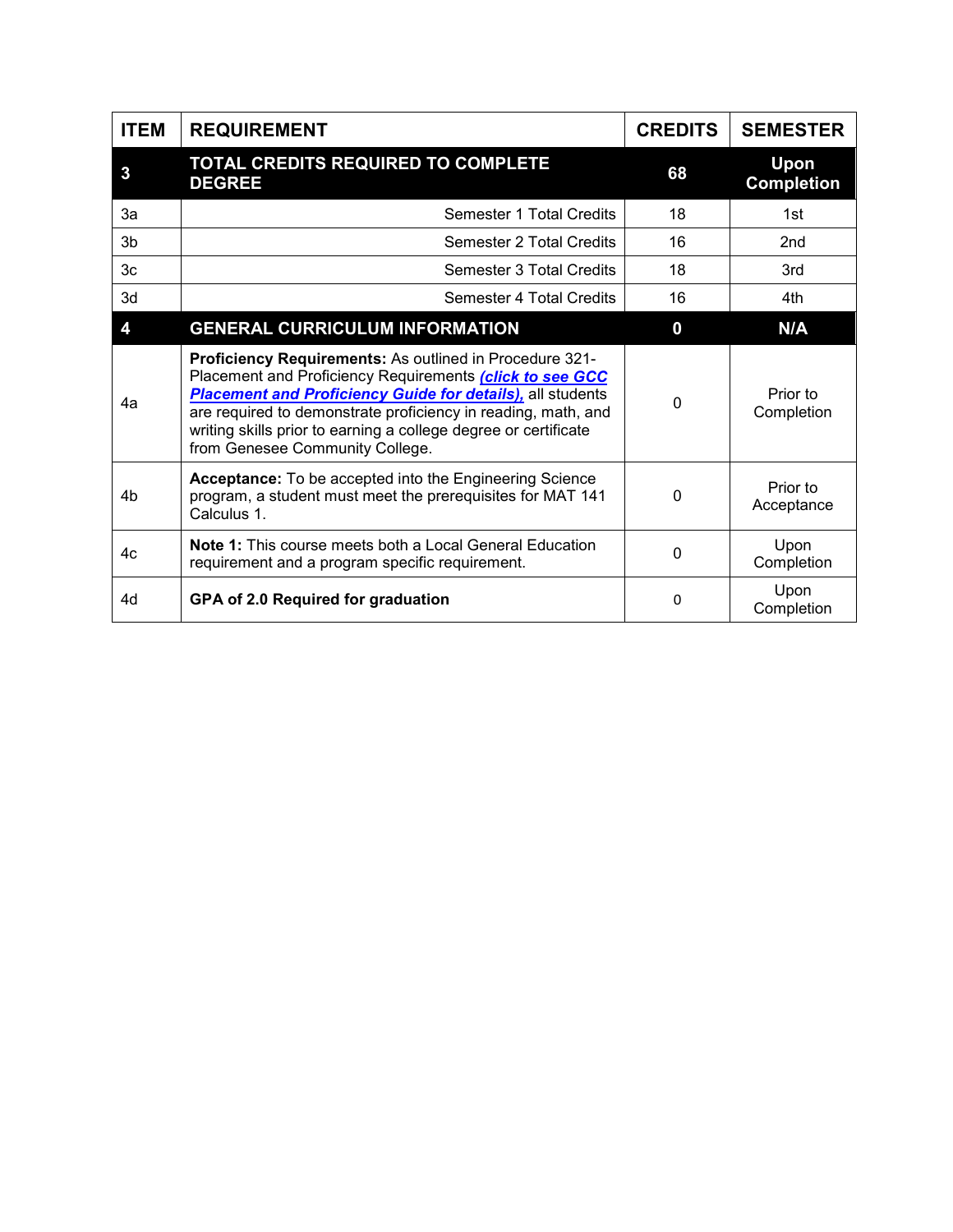| ITEM | REQUIREMENT | CREDITS | SEMESTER |
|---|---|---|---|
| **3** | **TOTAL CREDITS REQUIRED TO COMPLETE DEGREE** | **68** | **Upon Completion** |
| 3a | Semester 1 Total Credits | 18 | 1st |
| 3b | Semester 2 Total Credits | 16 | 2nd |
| 3c | Semester 3 Total Credits | 18 | 3rd |
| 3d | Semester 4 Total Credits | 16 | 4th |
| **4** | **GENERAL CURRICULUM INFORMATION** | **0** | **N/A** |
| 4a | **Proficiency Requirements:** As outlined in Procedure 321-Placement and Proficiency Requirements ***(click to see GCC Placement and Proficiency Guide for details),*** all students are required to demonstrate proficiency in reading, math, and writing skills prior to earning a college degree or certificate from Genesee Community College. | 0 | Prior to Completion |
| 4b | **Acceptance:** To be accepted into the Engineering Science program, a student must meet the prerequisites for MAT 141 Calculus 1. | 0 | Prior to Acceptance |
| 4c | **Note 1:** This course meets both a Local General Education requirement and a program specific requirement. | 0 | Upon Completion |
| 4d | **GPA of 2.0 Required for graduation** | 0 | Upon Completion |